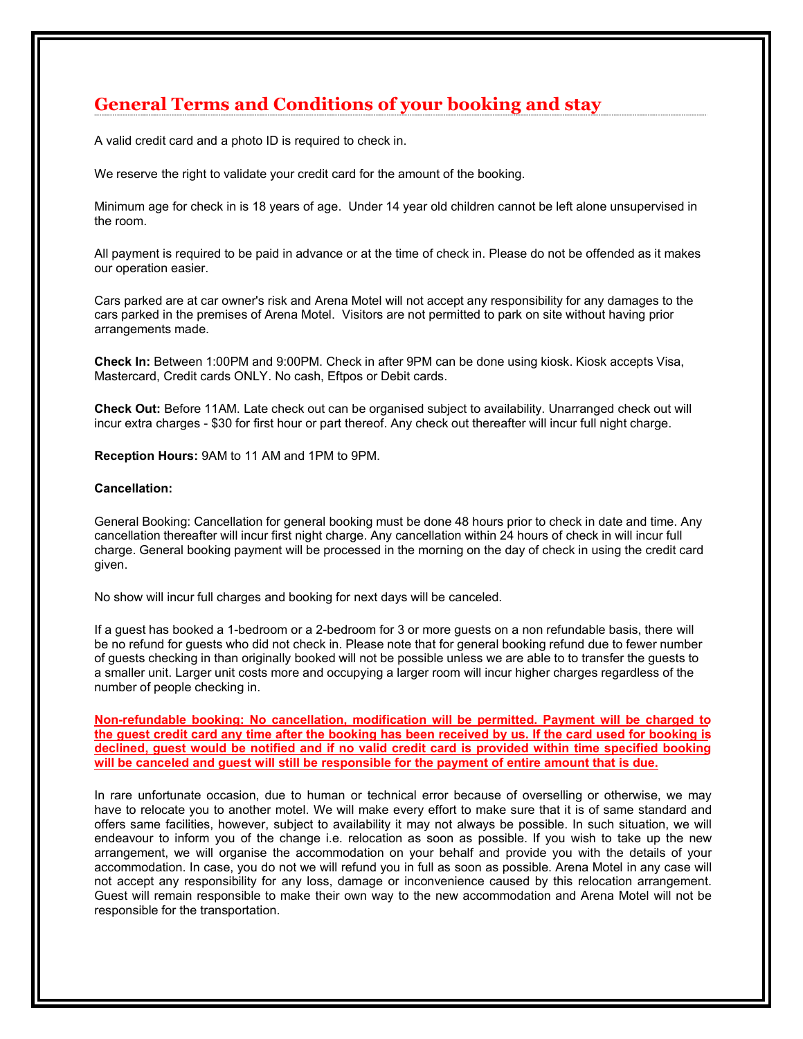## General Terms and Conditions of your booking and stay

A valid credit card and a photo ID is required to check in.

We reserve the right to validate your credit card for the amount of the booking.

Minimum age for check in is 18 years of age. Under 14 year old children cannot be left alone unsupervised in the room.

All payment is required to be paid in advance or at the time of check in. Please do not be offended as it makes our operation easier.

Cars parked are at car owner's risk and Arena Motel will not accept any responsibility for any damages to the cars parked in the premises of Arena Motel. Visitors are not permitted to park on site without having prior arrangements made.

**Check In:** Between 1:00PM and 9:00PM. Check in after 9PM can be done using kiosk. Kiosk accepts Visa, Mastercard, Credit cards ONLY. No cash, Eftpos or Debit cards.

**Check Out:** Before 11AM. Late check out can be organised subject to availability. Unarranged check out will incur extra charges - $30 for first hour or part thereof. Any check out thereafter will incur full night charge.

**Reception Hours:** 9AM to 11 AM and 1PM to 9PM.

**Cancellation:**

General Booking: Cancellation for general booking must be done 48 hours prior to check in date and time. Any cancellation thereafter will incur first night charge. Any cancellation within 24 hours of check in will incur full charge. General booking payment will be processed in the morning on the day of check in using the credit card given.

No show will incur full charges and booking for next days will be canceled.

If a guest has booked a 1-bedroom or a 2-bedroom for 3 or more guests on a non refundable basis, there will be no refund for guests who did not check in. Please note that for general booking refund due to fewer number of guests checking in than originally booked will not be possible unless we are able to to transfer the guests to a smaller unit. Larger unit costs more and occupying a larger room will incur higher charges regardless of the number of people checking in.

**Non-refundable booking: No cancellation, modification will be permitted. Payment will be charged to the guest credit card any time after the booking has been received by us. If the card used for booking is declined, guest would be notified and if no valid credit card is provided within time specified booking will be canceled and guest will still be responsible for the payment of entire amount that is due.**

In rare unfortunate occasion, due to human or technical error because of overselling or otherwise, we may have to relocate you to another motel. We will make every effort to make sure that it is of same standard and offers same facilities, however, subject to availability it may not always be possible. In such situation, we will endeavour to inform you of the change i.e. relocation as soon as possible. If you wish to take up the new arrangement, we will organise the accommodation on your behalf and provide you with the details of your accommodation. In case, you do not we will refund you in full as soon as possible. Arena Motel in any case will not accept any responsibility for any loss, damage or inconvenience caused by this relocation arrangement. Guest will remain responsible to make their own way to the new accommodation and Arena Motel will not be responsible for the transportation.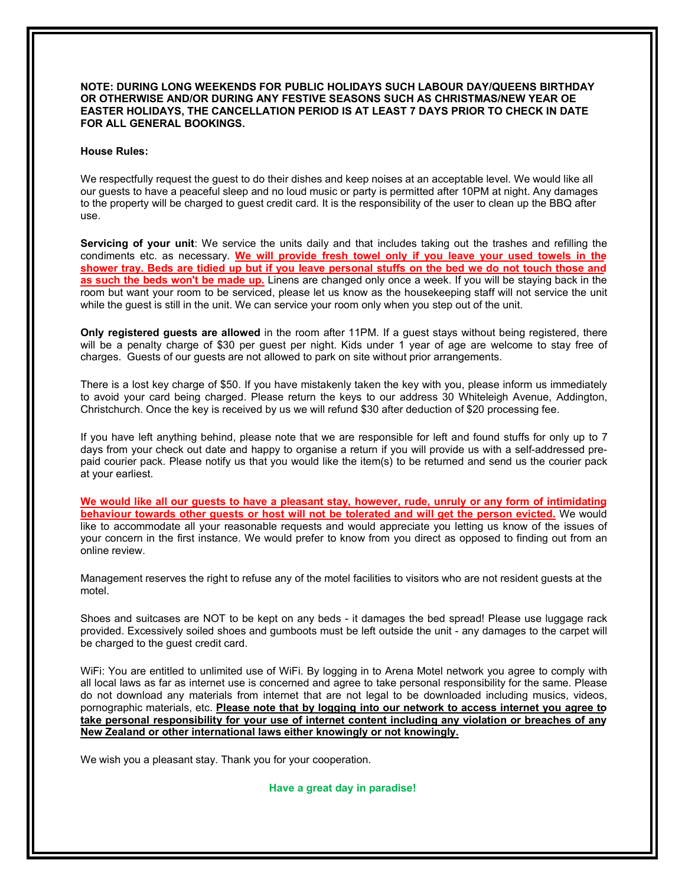**NOTE: DURING LONG WEEKENDS FOR PUBLIC HOLIDAYS SUCH LABOUR DAY/QUEENS BIRTHDAY OR OTHERWISE AND/OR DURING ANY FESTIVE SEASONS SUCH AS CHRISTMAS/NEW YEAR OE EASTER HOLIDAYS, THE CANCELLATION PERIOD IS AT LEAST 7 DAYS PRIOR TO CHECK IN DATE FOR ALL GENERAL BOOKINGS.**

**House Rules:**

We respectfully request the guest to do their dishes and keep noises at an acceptable level. We would like all our guests to have a peaceful sleep and no loud music or party is permitted after 10PM at night. Any damages to the property will be charged to guest credit card. It is the responsibility of the user to clean up the BBQ after use.

**Servicing of your unit**: We service the units daily and that includes taking out the trashes and refilling the condiments etc. as necessary. **We will provide fresh towel only if you leave your used towels in the shower tray. Beds are tidied up but if you leave personal stuffs on the bed we do not touch those and as such the beds won't be made up.** Linens are changed only once a week. If you will be staying back in the room but want your room to be serviced, please let us know as the housekeeping staff will not service the unit while the guest is still in the unit. We can service your room only when you step out of the unit.

**Only registered guests are allowed** in the room after 11PM. If a guest stays without being registered, there will be a penalty charge of $30 per guest per night. Kids under 1 year of age are welcome to stay free of charges. Guests of our guests are not allowed to park on site without prior arrangements.

There is a lost key charge of $50. If you have mistakenly taken the key with you, please inform us immediately to avoid your card being charged. Please return the keys to our address 30 Whiteleigh Avenue, Addington, Christchurch. Once the key is received by us we will refund $30 after deduction of $20 processing fee.

If you have left anything behind, please note that we are responsible for left and found stuffs for only up to 7 days from your check out date and happy to organise a return if you will provide us with a self-addressed pre-paid courier pack. Please notify us that you would like the item(s) to be returned and send us the courier pack at your earliest.

**We would like all our guests to have a pleasant stay, however, rude, unruly or any form of intimidating behaviour towards other guests or host will not be tolerated and will get the person evicted.** We would like to accommodate all your reasonable requests and would appreciate you letting us know of the issues of your concern in the first instance. We would prefer to know from you direct as opposed to finding out from an online review.

Management reserves the right to refuse any of the motel facilities to visitors who are not resident guests at the motel.

Shoes and suitcases are NOT to be kept on any beds - it damages the bed spread! Please use luggage rack provided. Excessively soiled shoes and gumboots must be left outside the unit - any damages to the carpet will be charged to the guest credit card.

WiFi: You are entitled to unlimited use of WiFi. By logging in to Arena Motel network you agree to comply with all local laws as far as internet use is concerned and agree to take personal responsibility for the same. Please do not download any materials from internet that are not legal to be downloaded including musics, videos, pornographic materials, etc. **Please note that by logging into our network to access internet you agree to take personal responsibility for your use of internet content including any violation or breaches of any New Zealand or other international laws either knowingly or not knowingly.**

We wish you a pleasant stay. Thank you for your cooperation.

**Have a great day in paradise!**